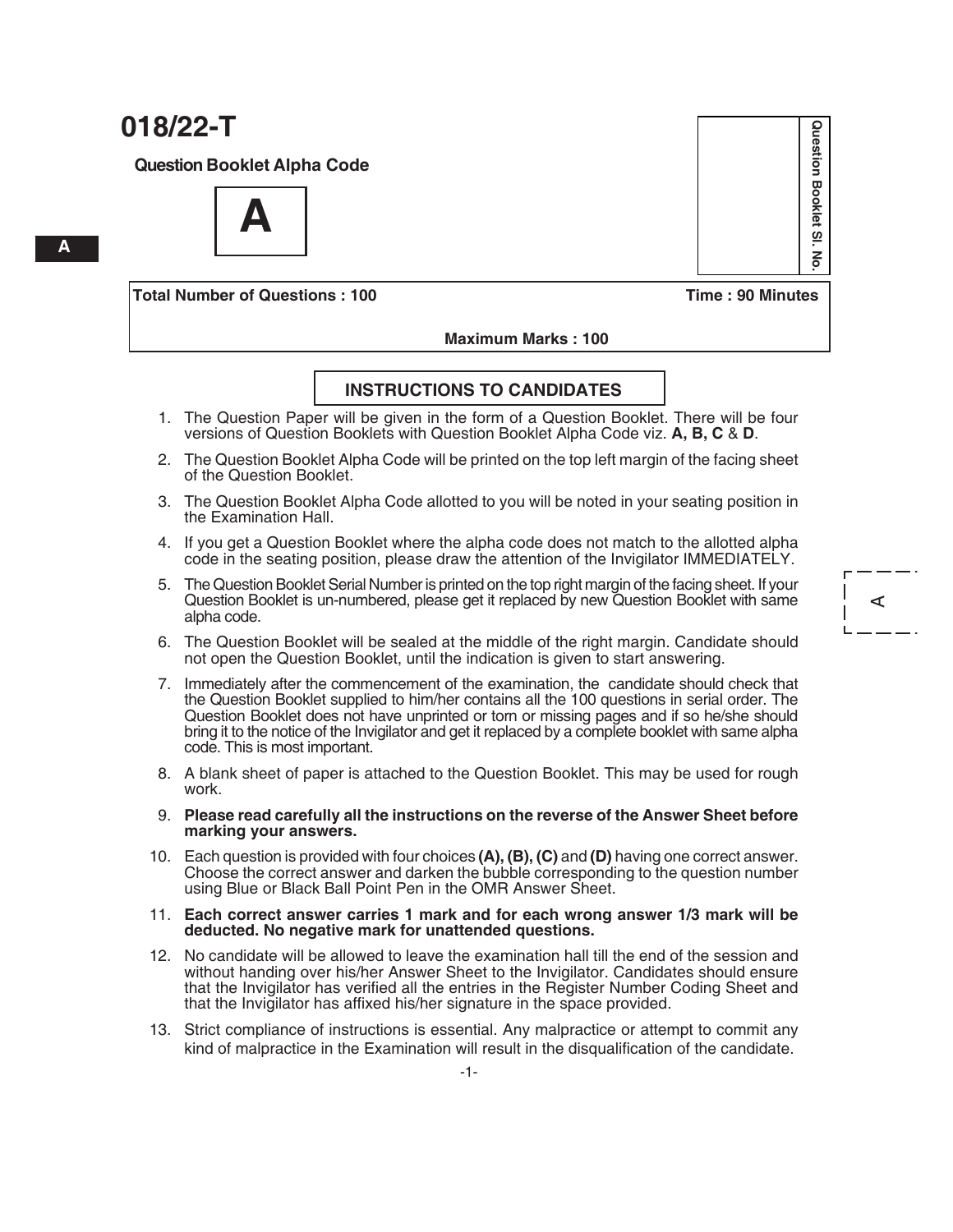# 018/22-T

**Question Booklet Alpha Code**

**A**

**Question Booklet Sl. No.**

| **Total Number of Questions : 100** | **Time : 90 Minutes** |
| --- | --- |
| **Maximum Marks : 100** | |

## INSTRUCTIONS TO CANDIDATES

1. The Question Paper will be given in the form of a Question Booklet. There will be four versions of Question Booklets with Question Booklet Alpha Code viz. **A, B, C** & **D**.
2. The Question Booklet Alpha Code will be printed on the top left margin of the facing sheet of the Question Booklet.
3. The Question Booklet Alpha Code allotted to you will be noted in your seating position in the Examination Hall.
4. If you get a Question Booklet where the alpha code does not match to the allotted alpha code in the seating position, please draw the attention of the Invigilator IMMEDIATELY.
5. The Question Booklet Serial Number is printed on the top right margin of the facing sheet. If your Question Booklet is un-numbered, please get it replaced by new Question Booklet with same alpha code.
6. The Question Booklet will be sealed at the middle of the right margin. Candidate should not open the Question Booklet, until the indication is given to start answering.
7. Immediately after the commencement of the examination, the candidate should check that the Question Booklet supplied to him/her contains all the 100 questions in serial order. The Question Booklet does not have unprinted or torn or missing pages and if so he/she should bring it to the notice of the Invigilator and get it replaced by a complete booklet with same alpha code. This is most important.
8. A blank sheet of paper is attached to the Question Booklet. This may be used for rough work.
9. **Please read carefully all the instructions on the reverse of the Answer Sheet before marking your answers.**
10. Each question is provided with four choices **(A), (B), (C)** and **(D)** having one correct answer. Choose the correct answer and darken the bubble corresponding to the question number using Blue or Black Ball Point Pen in the OMR Answer Sheet.
11. **Each correct answer carries 1 mark and for each wrong answer 1/3 mark will be deducted. No negative mark for unattended questions.**
12. No candidate will be allowed to leave the examination hall till the end of the session and without handing over his/her Answer Sheet to the Invigilator. Candidates should ensure that the Invigilator has verified all the entries in the Register Number Coding Sheet and that the Invigilator has affixed his/her signature in the space provided.
13. Strict compliance of instructions is essential. Any malpractice or attempt to commit any kind of malpractice in the Examination will result in the disqualification of the candidate.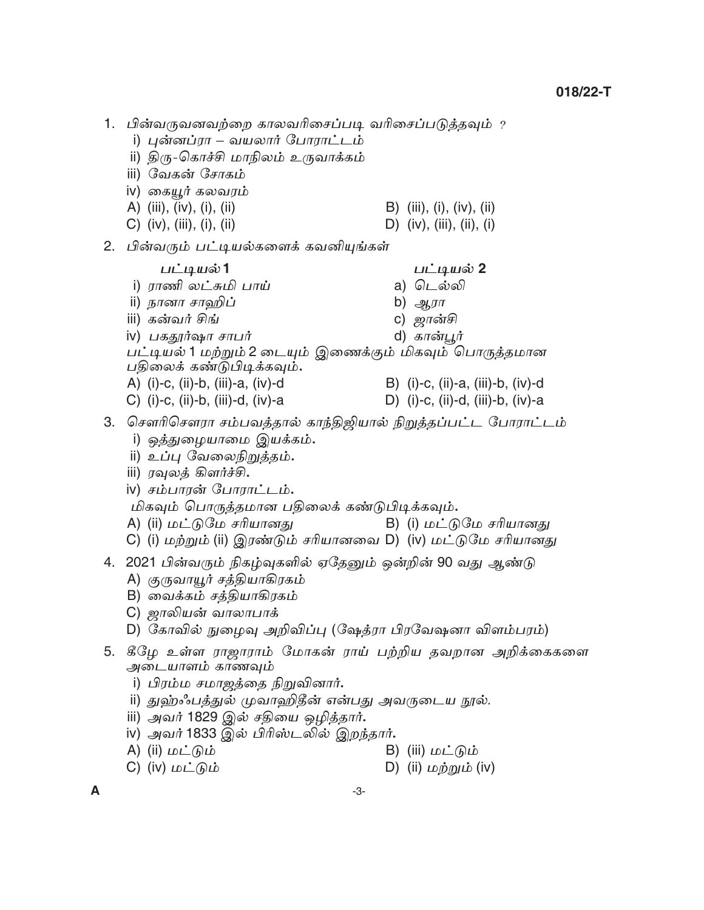1. பின்வருவனவற்றை காலவரிசைப்படி வரிசைப்படுத்தவும் ?
   - i) புன்னப்ரா – வயலார் போராட்டம்
   - ii) திரு-கொச்சி மாநிலம் உருவாக்கம்
   - iii) வேகன் சோகம்
   - iv) கையூர் கலவரம்

   A) (iii), (iv), (i), (ii)
   B) (iii), (i), (iv), (ii)
   C) (iv), (iii), (i), (ii)
   D) (iv), (iii), (ii), (i)

2. பின்வரும் பட்டியல்களைக் கவனியுங்கள்

   | பட்டியல் 1 | பட்டியல் 2 |
   |---|---|
   | i) ராணி லட்சுமி பாய் | a) டெல்லி |
   | ii) நானா சாஹிப் | b) ஆரா |
   | iii) கன்வர் சிங் | c) ஜான்சி |
   | iv) பகதூர்ஷா சாபர் | d) கான்பூர் |

   பட்டியல் 1 மற்றும் 2 டையும் இணைக்கும் மிகவும் பொருத்தமான பதிலைக் கண்டுபிடிக்கவும்.

   A) (i)-c, (ii)-b, (iii)-a, (iv)-d
   B) (i)-c, (ii)-a, (iii)-b, (iv)-d
   C) (i)-c, (ii)-b, (iii)-d, (iv)-a
   D) (i)-c, (ii)-d, (iii)-b, (iv)-a

3. சௌரிசௌரா சம்பவத்தால் காந்திஜியால் நிறுத்தப்பட்ட போராட்டம்
   - i) ஒத்துழையாமை இயக்கம்.
   - ii) உப்பு வேலைநிறுத்தம்.
   - iii) ரவுலத் கிளர்ச்சி.
   - iv) சம்பாரன் போராட்டம்.

   மிகவும் பொருத்தமான பதிலைக் கண்டுபிடிக்கவும்.

   A) (ii) மட்டுமே சரியானது
   B) (i) மட்டுமே சரியானது
   C) (i) மற்றும் (ii) இரண்டும் சரியானவை
   D) (iv) மட்டுமே சரியானது

4. 2021 பின்வரும் நிகழ்வுகளில் ஏதேனும் ஒன்றின் 90 வது ஆண்டு

   A) குருவாயூர் சத்தியாகிரகம்
   B) வைக்கம் சத்தியாகிரகம்
   C) ஜாலியன் வாலாபாக்
   D) கோவில் நுழைவு அறிவிப்பு (ஷேத்ரா பிரவேஷனா விளம்பரம்)

5. கீழே உள்ள ராஜாராம் மோகன் ராய் பற்றிய தவறான அறிக்கைகளை அடையாளம் காணவும்
   - i) பிரம்ம சமாஜத்தை நிறுவினார்.
   - ii) துஹ்ஃபத்துல் முவாஹிதீன் என்பது அவருடைய நூல்.
   - iii) அவர் 1829 இல் சதியை ஒழித்தார்.
   - iv) அவர் 1833 இல் பிரிஸ்டலில் இறந்தார்.

   A) (ii) மட்டும்
   B) (iii) மட்டும்
   C) (iv) மட்டும்
   D) (ii) மற்றும் (iv)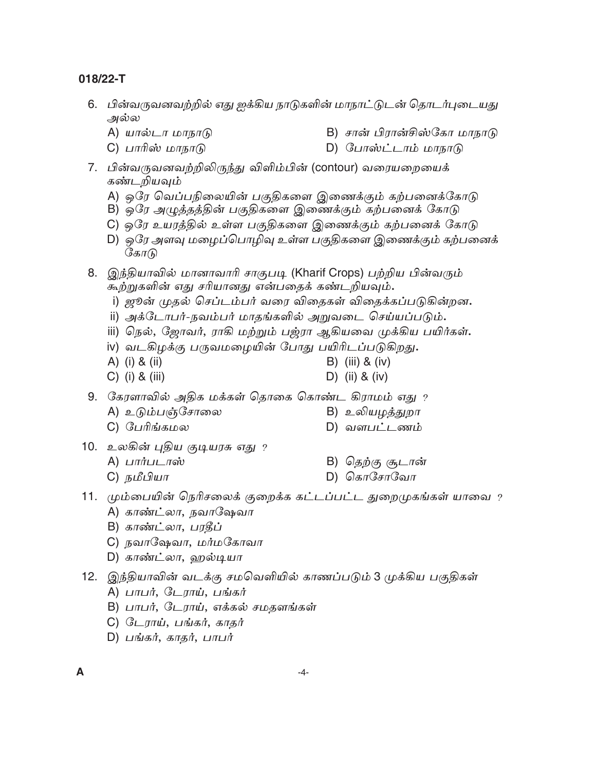6. பின்வருவனவற்றில் எது ஐக்கிய நாடுகளின் மாநாட்டுடன் தொடர்புடையது அல்ல

   A) யால்டா மாநாடு
   B) சான் பிரான்சிஸ்கோ மாநாடு
   C) பாரிஸ் மாநாடு
   D) போஸ்ட்டாம் மாநாடு

7. பின்வருவனவற்றிலிருந்து விளிம்பின் (contour) வரையறையைக் கண்டறியவும்

   A) ஒரே வெப்பநிலையின் பகுதிகளை இணைக்கும் கற்பனைக்கோடு
   B) ஒரே அழுத்தத்தின் பகுதிகளை இணைக்கும் கற்பனைக் கோடு
   C) ஒரே உயரத்தில் உள்ள பகுதிகளை இணைக்கும் கற்பனைக் கோடு
   D) ஒரே அளவு மழைப்பொழிவு உள்ள பகுதிகளை இணைக்கும் கற்பனைக் கோடு

8. இந்தியாவில் மானாவாரி சாகுபடி (Kharif Crops) பற்றிய பின்வரும் கூற்றுகளின் எது சரியானது என்பதைக் கண்டறியவும்.

   i) ஜூன் முதல் செப்டம்பர் வரை விதைகள் விதைக்கப்படுகின்றன.
   ii) அக்டோபர்-நவம்பர் மாதங்களில் அறுவடை செய்யப்படும்.
   iii) நெல், ஜோவர், ராகி மற்றும் பஜ்ரா ஆகியவை முக்கிய பயிர்கள்.
   iv) வடகிழக்கு பருவமழையின் போது பயிரிடப்படுகிறது.

   A) (i) & (ii)
   B) (iii) & (iv)
   C) (i) & (iii)
   D) (ii) & (iv)

9. கேரளாவில் அதிக மக்கள் தொகை கொண்ட கிராமம் எது ?

   A) உடும்பஞ்சோலை
   B) உலியழத்துறா
   C) பேரிங்கமல
   D) வளபட்டணம்

10. உலகின் புதிய குடியரசு எது ?

    A) பார்படாஸ்
    B) தெற்கு சூடான்
    C) நமீபியா
    D) கொசோவோ

11. மும்பையின் நெரிசலைக் குறைக்க கட்டப்பட்ட துறைமுகங்கள் யாவை ?

    A) காண்ட்லா, நவாஷேவா
    B) காண்ட்லா, பரதீப்
    C) நவாஷேவா, மர்மகோவா
    D) காண்ட்லா, ஹல்டியா

12. இந்தியாவின் வடக்கு சமவெளியில் காணப்படும் 3 முக்கிய பகுதிகள்

    A) பாபர், டேராய், பங்கர்
    B) பாபர், டேராய், எக்கல் சமதளங்கள்
    C) டேராய், பங்கர், காதர்
    D) பங்கர், காதர், பாபர்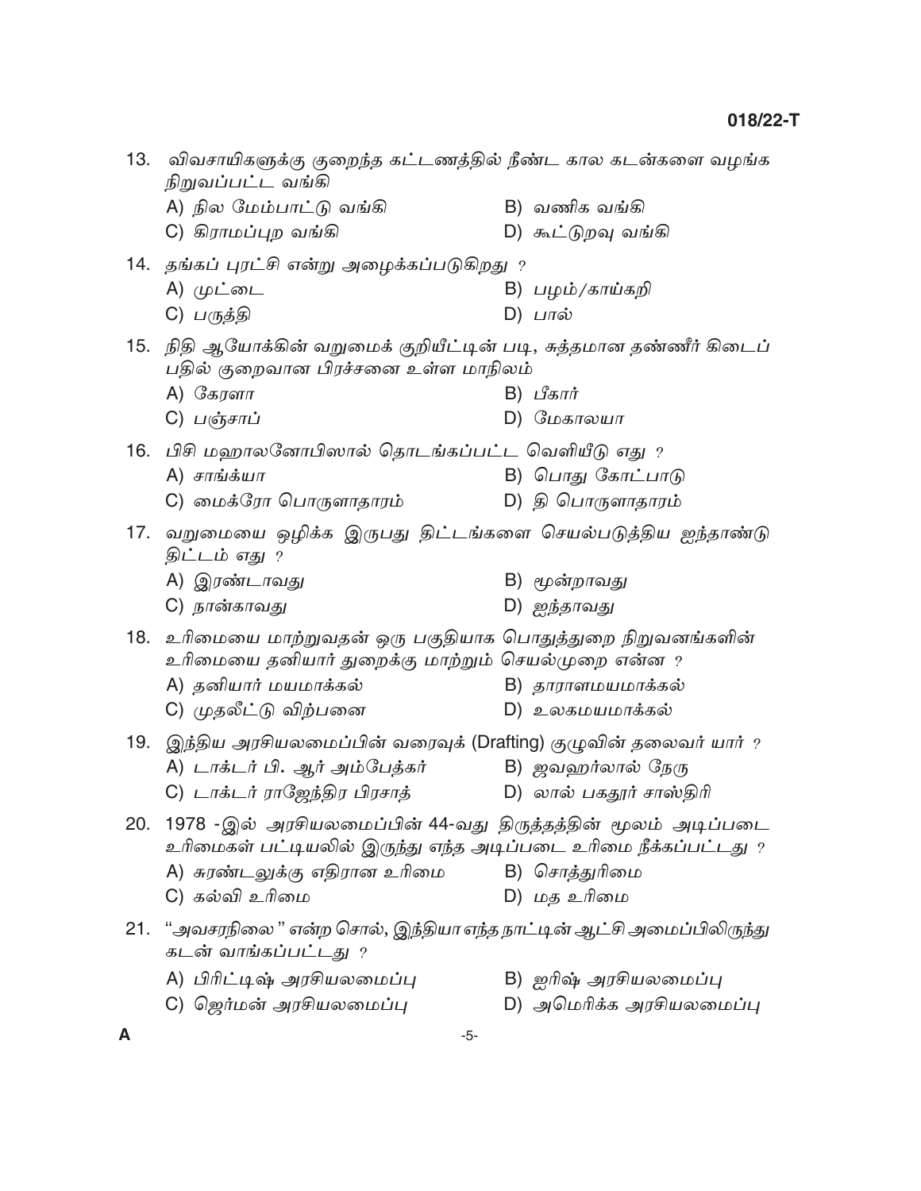13. விவசாயிகளுக்கு குறைந்த கட்டணத்தில் நீண்ட கால கடன்களை வழங்க நிறுவப்பட்ட வங்கி

A) நில மேம்பாட்டு வங்கி
B) வணிக வங்கி
C) கிராமப்புற வங்கி
D) கூட்டுறவு வங்கி

14. தங்கப் புரட்சி என்று அழைக்கப்படுகிறது ?

A) முட்டை
B) பழம்/காய்கறி
C) பருத்தி
D) பால்

15. நிதி ஆயோக்கின் வறுமைக் குறியீட்டின் படி, சுத்தமான தண்ணீர் கிடைப்பதில் குறைவான பிரச்சனை உள்ள மாநிலம்

A) கேரளா
B) பீகார்
C) பஞ்சாப்
D) மேகாலயா

16. பிசி மஹாலனோபிஸால் தொடங்கப்பட்ட வெளியீடு எது ?

A) சாங்க்யா
B) பொது கோட்பாடு
C) மைக்ரோ பொருளாதாரம்
D) தி பொருளாதாரம்

17. வறுமையை ஒழிக்க இருபது திட்டங்களை செயல்படுத்திய ஐந்தாண்டு திட்டம் எது ?

A) இரண்டாவது
B) மூன்றாவது
C) நான்காவது
D) ஐந்தாவது

18. உரிமையை மாற்றுவதன் ஒரு பகுதியாக பொதுத்துறை நிறுவனங்களின் உரிமையை தனியார் துறைக்கு மாற்றும் செயல்முறை என்ன ?

A) தனியார் மயமாக்கல்
B) தாராளமயமாக்கல்
C) முதலீட்டு விற்பனை
D) உலகமயமாக்கல்

19. இந்திய அரசியலமைப்பின் வரைவுக் (Drafting) குழுவின் தலைவர் யார் ?

A) டாக்டர் பி. ஆர் அம்பேத்கர்
B) ஜவஹர்லால் நேரு
C) டாக்டர் ராஜேந்திர பிரசாத்
D) லால் பகதூர் சாஸ்திரி

20. 1978 -இல் அரசியலமைப்பின் 44-வது திருத்தத்தின் மூலம் அடிப்படை உரிமைகள் பட்டியலில் இருந்து எந்த அடிப்படை உரிமை நீக்கப்பட்டது ?

A) சுரண்டலுக்கு எதிரான உரிமை
B) சொத்துரிமை
C) கல்வி உரிமை
D) மத உரிமை

21. "அவசரநிலை" என்ற சொல், இந்தியா எந்த நாட்டின் ஆட்சி அமைப்பிலிருந்து கடன் வாங்கப்பட்டது ?

A) பிரிட்டிஷ் அரசியலமைப்பு
B) ஐரிஷ் அரசியலமைப்பு
C) ஜெர்மன் அரசியலமைப்பு
D) அமெரிக்க அரசியலமைப்பு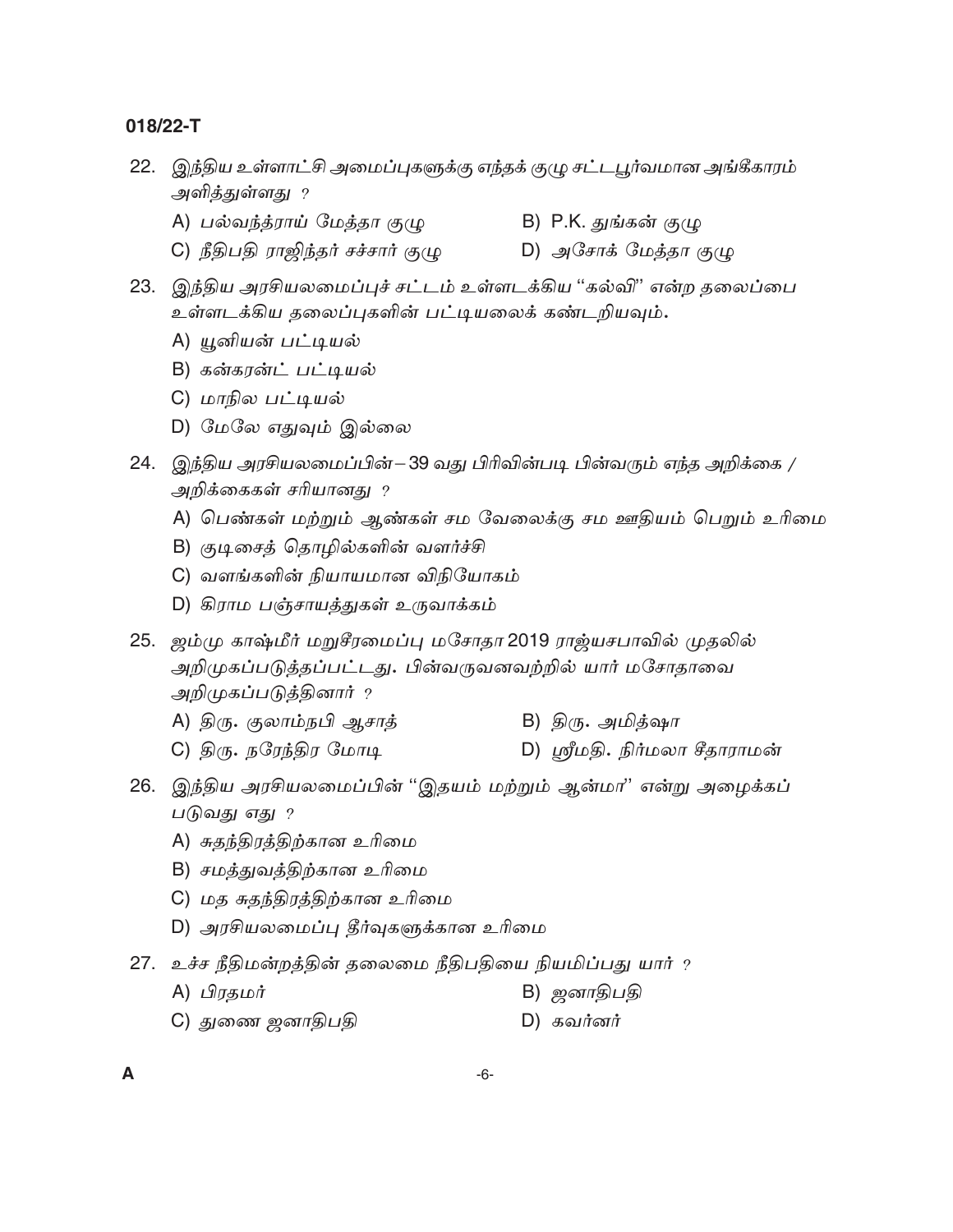22. இந்திய உள்ளாட்சி அமைப்புகளுக்கு எந்தக் குழு சட்டபூர்வமான அங்கீகாரம் அளித்துள்ளது ?

    A) பல்வந்த்ராய் மேத்தா குழு
    B) P.K. துங்கன் குழு
    C) நீதிபதி ராஜிந்தர் சச்சார் குழு
    D) அசோக் மேத்தா குழு

23. இந்திய அரசியலமைப்புச் சட்டம் உள்ளடக்கிய "கல்வி" என்ற தலைப்பை உள்ளடக்கிய தலைப்புகளின் பட்டியலைக் கண்டறியவும்.

    A) யூனியன் பட்டியல்
    B) கன்கரன்ட் பட்டியல்
    C) மாநில பட்டியல்
    D) மேலே எதுவும் இல்லை

24. இந்திய அரசியலமைப்பின் – 39 வது பிரிவின்படி பின்வரும் எந்த அறிக்கை / அறிக்கைகள் சரியானது ?

    A) பெண்கள் மற்றும் ஆண்கள் சம வேலைக்கு சம ஊதியம் பெறும் உரிமை
    B) குடிசைத் தொழில்களின் வளர்ச்சி
    C) வளங்களின் நியாயமான விநியோகம்
    D) கிராம பஞ்சாயத்துகள் உருவாக்கம்

25. ஜம்மு காஷ்மீர் மறுசீரமைப்பு மசோதா 2019 ராஜ்யசபாவில் முதலில் அறிமுகப்படுத்தப்பட்டது. பின்வருவனவற்றில் யார் மசோதாவை அறிமுகப்படுத்தினார் ?

    A) திரு. குலாம்நபி ஆசாத்
    B) திரு. அமித்ஷா
    C) திரு. நரேந்திர மோடி
    D) ஸ்ரீமதி. நிர்மலா சீதாராமன்

26. இந்திய அரசியலமைப்பின் "இதயம் மற்றும் ஆன்மா" என்று அழைக்கப் படுவது எது ?

    A) சுதந்திரத்திற்கான உரிமை
    B) சமத்துவத்திற்கான உரிமை
    C) மத சுதந்திரத்திற்கான உரிமை
    D) அரசியலமைப்பு தீர்வுகளுக்கான உரிமை

27. உச்ச நீதிமன்றத்தின் தலைமை நீதிபதியை நியமிப்பது யார் ?

    A) பிரதமர்
    B) ஜனாதிபதி
    C) துணை ஜனாதிபதி
    D) கவர்னர்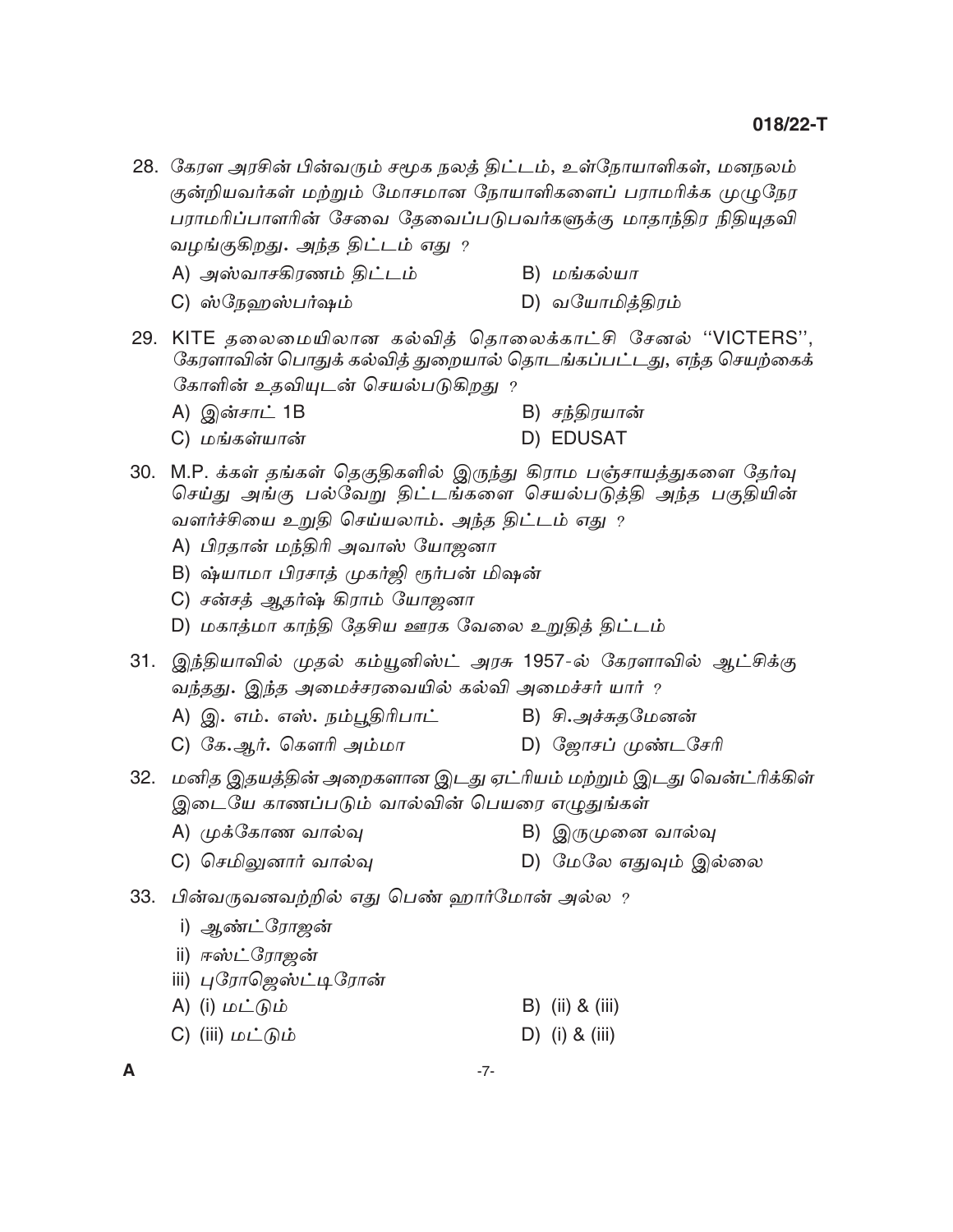28. கேரள அரசின் பின்வரும் சமூக நலத் திட்டம், உள்நோயாளிகள், மனநலம் குன்றியவர்கள் மற்றும் மோசமான நோயாளிகளைப் பராமரிக்க முழுநேர பராமரிப்பாளரின் சேவை தேவைப்படுபவர்களுக்கு மாதாந்திர நிதியுதவி வழங்குகிறது. அந்த திட்டம் எது ?

   A) அஸ்வாசகிரணம் திட்டம்
   B) மங்கல்யா
   C) ஸ்நேஹஸ்பர்ஷம்
   D) வயோமித்திரம்

29. KITE தலைமையிலான கல்வித் தொலைக்காட்சி சேனல் ''VICTERS'', கேரளாவின் பொதுக் கல்வித் துறையால் தொடங்கப்பட்டது, எந்த செயற்கைக் கோளின் உதவியுடன் செயல்படுகிறது ?

   A) இன்சாட் 1B
   B) சந்திரயான்
   C) மங்கள்யான்
   D) EDUSAT

30. M.P. க்கள் தங்கள் தொகுதிகளில் இருந்து கிராம பஞ்சாயத்துகளை தேர்வு செய்து அங்கு பல்வேறு திட்டங்களை செயல்படுத்தி அந்த பகுதியின் வளர்ச்சியை உறுதி செய்யலாம். அந்த திட்டம் எது ?

   A) பிரதான் மந்திரி அவாஸ் யோஜனா
   B) ஷ்யாமா பிரசாத் முகர்ஜி ரூர்பன் மிஷன்
   C) சன்சத் ஆதர்ஷ் கிராம் யோஜனா
   D) மகாத்மா காந்தி தேசிய ஊரக வேலை உறுதித் திட்டம்

31. இந்தியாவில் முதல் கம்யூனிஸ்ட் அரசு 1957-ல் கேரளாவில் ஆட்சிக்கு வந்தது. இந்த அமைச்சரவையில் கல்வி அமைச்சர் யார் ?

   A) இ. எம். எஸ். நம்பூதிரிபாட்
   B) சி.அச்சுதமேனன்
   C) கே.ஆர். கௌரி அம்மா
   D) ஜோசப் முண்டசேரி

32. மனித இதயத்தின் அறைகளான இடது ஏட்ரியம் மற்றும் இடது வென்ட்ரிக்கிள் இடையே காணப்படும் வால்வின் பெயரை எழுதுங்கள்

   A) முக்கோண வால்வு
   B) இருமுனை வால்வு
   C) செமிலுனார் வால்வு
   D) மேலே எதுவும் இல்லை

33. பின்வருவனவற்றில் எது பெண் ஹார்மோன் அல்ல ?

   i) ஆண்ட்ரோஜன்
   ii) ஈஸ்ட்ரோஜன்
   iii) புரோஜெஸ்ட்டிரோன்

   A) (i) மட்டும்
   B) (ii) & (iii)
   C) (iii) மட்டும்
   D) (i) & (iii)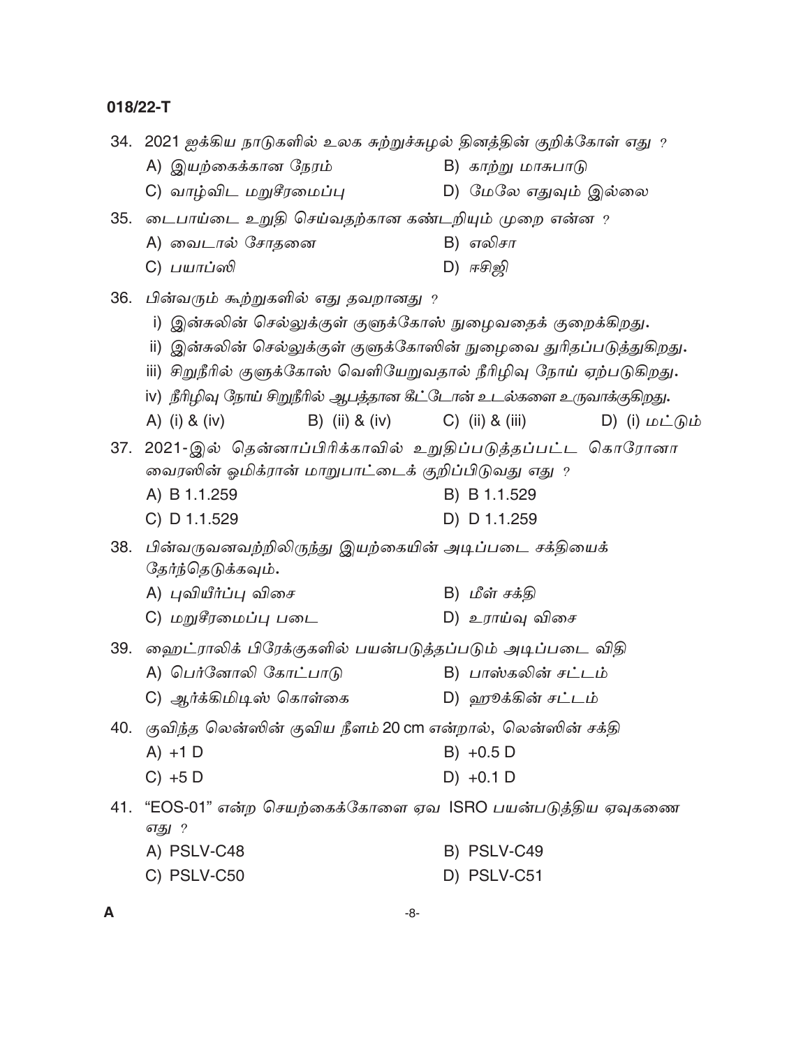34. 2021 ஐக்கிய நாடுகளில் உலக சுற்றுச்சூழல் தினத்தின் குறிக்கோள் எது ?

A) இயற்கைக்கான நேரம்
B) காற்று மாசுபாடு
C) வாழ்விட மறுசீரமைப்பு
D) மேலே எதுவும் இல்லை

35. டைபாய்டை உறுதி செய்வதற்கான கண்டறியும் முறை என்ன ?

A) வைடால் சோதனை
B) எலிசா
C) பயாப்ஸி
D) ஈசிஜி

36. பின்வரும் கூற்றுகளில் எது தவறானது ?

i) இன்சுலின் செல்லுக்குள் குளுக்கோஸ் நுழைவதைக் குறைக்கிறது.
ii) இன்சுலின் செல்லுக்குள் குளுக்கோஸின் நுழைவை துரிதப்படுத்துகிறது.
iii) சிறுநீரில் குளுக்கோஸ் வெளியேறுவதால் நீரிழிவு நோய் ஏற்படுகிறது.
iv) நீரிழிவு நோய் சிறுநீரில் ஆபத்தான கீட்டோன் உடல்களை உருவாக்குகிறது.

A) (i) & (iv)
B) (ii) & (iv)
C) (ii) & (iii)
D) (i) மட்டும்

37. 2021-இல் தென்னாப்பிரிக்காவில் உறுதிப்படுத்தப்பட்ட கொரோனா வைரஸின் ஓமிக்ரான் மாறுபாட்டைக் குறிப்பிடுவது எது ?

A) B 1.1.259
B) B 1.1.529
C) D 1.1.529
D) D 1.1.259

38. பின்வருவனவற்றிலிருந்து இயற்கையின் அடிப்படை சக்தியைக் தேர்ந்தெடுக்கவும்.

A) புவியீர்ப்பு விசை
B) மீள் சக்தி
C) மறுசீரமைப்பு படை
D) உராய்வு விசை

39. ஹைட்ராலிக் பிரேக்குகளில் பயன்படுத்தப்படும் அடிப்படை விதி

A) பெர்னோலி கோட்பாடு
B) பாஸ்கலின் சட்டம்
C) ஆர்க்கிமிடிஸ் கொள்கை
D) ஹூக்கின் சட்டம்

40. குவிந்த லென்ஸின் குவிய நீளம் 20 cm என்றால், லென்ஸின் சக்தி

A) +1 D
B) +0.5 D
C) +5 D
D) +0.1 D

41. "EOS-01" என்ற செயற்கைக்கோளை ஏவ ISRO பயன்படுத்திய ஏவுகணை எது ?

A) PSLV-C48
B) PSLV-C49
C) PSLV-C50
D) PSLV-C51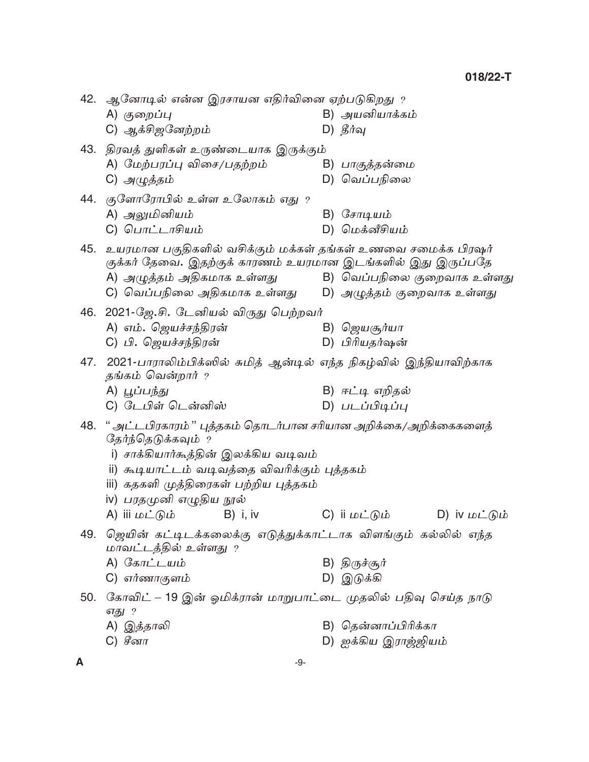42. ஆனோடில் என்ன இரசாயன எதிர்வினை ஏற்படுகிறது ?
    A) குறைப்பு
    B) அயனியாக்கம்
    C) ஆக்சிஜனேற்றம்
    D) தீர்வு

43. திரவத் துளிகள் உருண்டையாக இருக்கும்
    A) மேற்பரப்பு விசை/பதற்றம்
    B) பாகுத்தன்மை
    C) அழுத்தம்
    D) வெப்பநிலை

44. குளோரோபில் உள்ள உலோகம் எது ?
    A) அலுமினியம்
    B) சோடியம்
    C) பொட்டாசியம்
    D) மெக்னீசியம்

45. உயரமான பகுதிகளில் வசிக்கும் மக்கள் தங்கள் உணவை சமைக்க பிரஷர் குக்கர் தேவை. இதற்குக் காரணம் உயரமான இடங்களில் இது இருப்பதே
    A) அழுத்தம் அதிகமாக உள்ளது
    B) வெப்பநிலை குறைவாக உள்ளது
    C) வெப்பநிலை அதிகமாக உள்ளது
    D) அழுத்தம் குறைவாக உள்ளது

46. 2021-ஜே.சி. டேனியல் விருது பெற்றவர்
    A) எம். ஜெயச்சந்திரன்
    B) ஜெயசூர்யா
    C) பி. ஜெயச்சந்திரன்
    D) பிரியதர்ஷன்

47. 2021-பாராலிம்பிக்ஸில் சுமித் ஆன்டில் எந்த நிகழ்வில் இந்தியாவிற்காக தங்கம் வென்றார் ?
    A) பூப்பந்து
    B) ஈட்டி எறிதல்
    C) டேபிள் டென்னிஸ்
    D) படப்பிடிப்பு

48. "அட்டபிரகாரம்" புத்தகம் தொடர்பான சரியான அறிக்கை/அறிக்கைகளைத் தேர்ந்தெடுக்கவும் ?
    i) சாக்கியார்கூத்தின் இலக்கிய வடிவம்
    ii) கூடியாட்டம் வடிவத்தை விவரிக்கும் புத்தகம்
    iii) கதகளி முத்திரைகள் பற்றிய புத்தகம்
    iv) பரதமுனி எழுதிய நூல்
    A) iii மட்டும்
    B) i, iv
    C) ii மட்டும்
    D) iv மட்டும்

49. ஜெயின் கட்டிடக்கலைக்கு எடுத்துக்காட்டாக விளங்கும் கல்லில் எந்த மாவட்டத்தில் உள்ளது ?
    A) கோட்டயம்
    B) திருச்சூர்
    C) எர்ணாகுளம்
    D) இடுக்கி

50. கோவிட் – 19 இன் ஓமிக்ரான் மாறுபாட்டை முதலில் பதிவு செய்த நாடு எது ?
    A) இத்தாலி
    B) தென்னாப்பிரிக்கா
    C) சீனா
    D) ஐக்கிய இராஜ்ஜியம்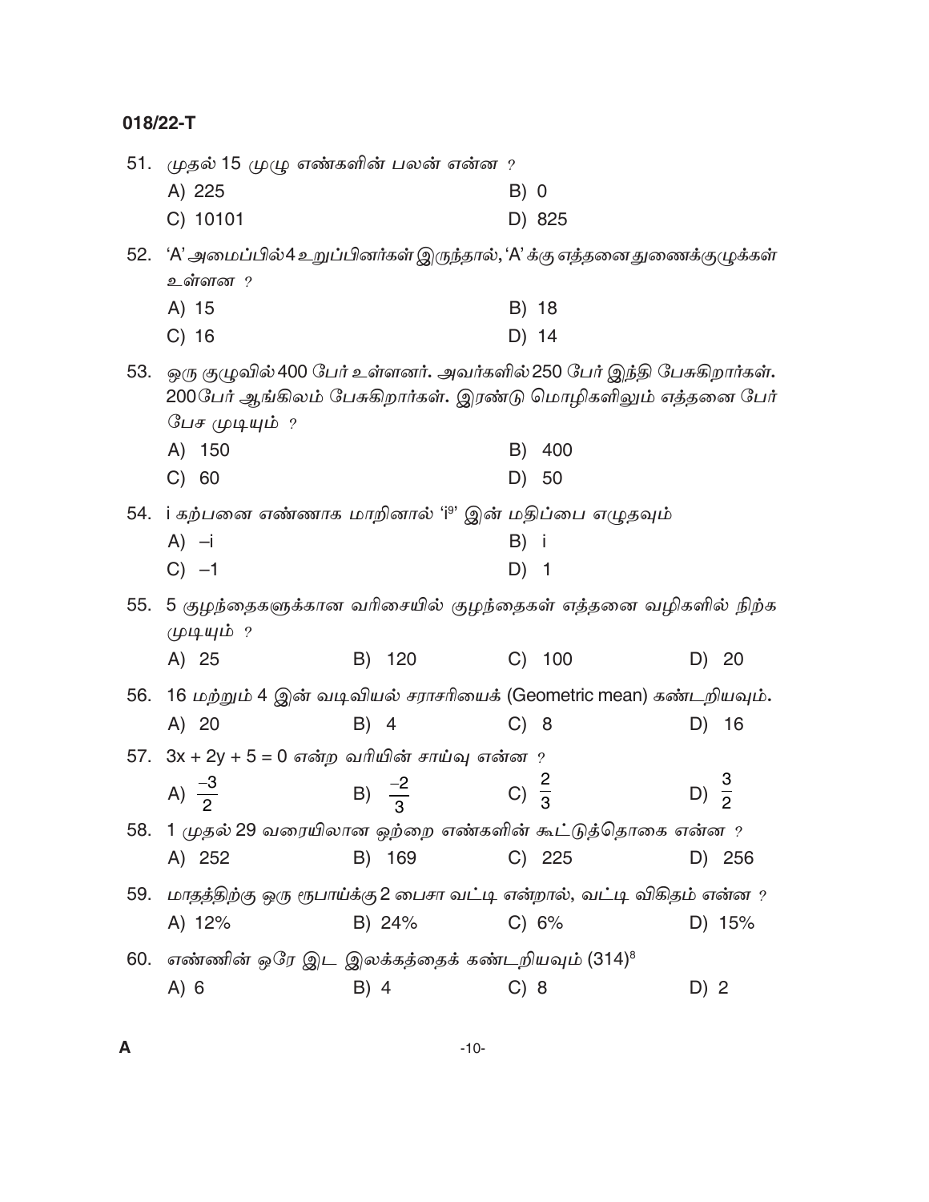51. முதல் 15 முழு எண்களின் பலன் என்ன ?

A) 225
B) 0
C) 10101
D) 825

52. 'A' அமைப்பில் 4 உறுப்பினர்கள் இருந்தால், 'A' க்கு எத்தனை துணைக்குழுக்கள் உள்ளன ?

A) 15
B) 18
C) 16
D) 14

53. ஒரு குழுவில் 400 பேர் உள்ளனர். அவர்களில் 250 பேர் இந்தி பேசுகிறார்கள். 200 பேர் ஆங்கிலம் பேசுகிறார்கள். இரண்டு மொழிகளிலும் எத்தனை பேர் பேச முடியும் ?

A) 150
B) 400
C) 60
D) 50

54. i கற்பனை எண்ணாக மாறினால் '$i^9$' இன் மதிப்பை எழுதவும்

A) $-i$
B) $i$
C) $-1$
D) $1$

55. 5 குழந்தைகளுக்கான வரிசையில் குழந்தைகள் எத்தனை வழிகளில் நிற்க முடியும் ?

A) 25
B) 120
C) 100
D) 20

56. 16 மற்றும் 4 இன் வடிவியல் சராசரியைக் (Geometric mean) கண்டறியவும்.

A) 20
B) 4
C) 8
D) 16

57. $3x + 2y + 5 = 0$ என்ற வரியின் சாய்வு என்ன ?

A) $\frac{-3}{2}$
B) $\frac{-2}{3}$
C) $\frac{2}{3}$
D) $\frac{3}{2}$

58. 1 முதல் 29 வரையிலான ஒற்றை எண்களின் கூட்டுத்தொகை என்ன ?

A) 252
B) 169
C) 225
D) 256

59. மாதத்திற்கு ஒரு ரூபாய்க்கு 2 பைசா வட்டி என்றால், வட்டி விகிதம் என்ன ?

A) 12%
B) 24%
C) 6%
D) 15%

60. எண்ணின் ஒரே இட இலக்கத்தைக் கண்டறியவும் $(314)^8$

A) 6
B) 4
C) 8
D) 2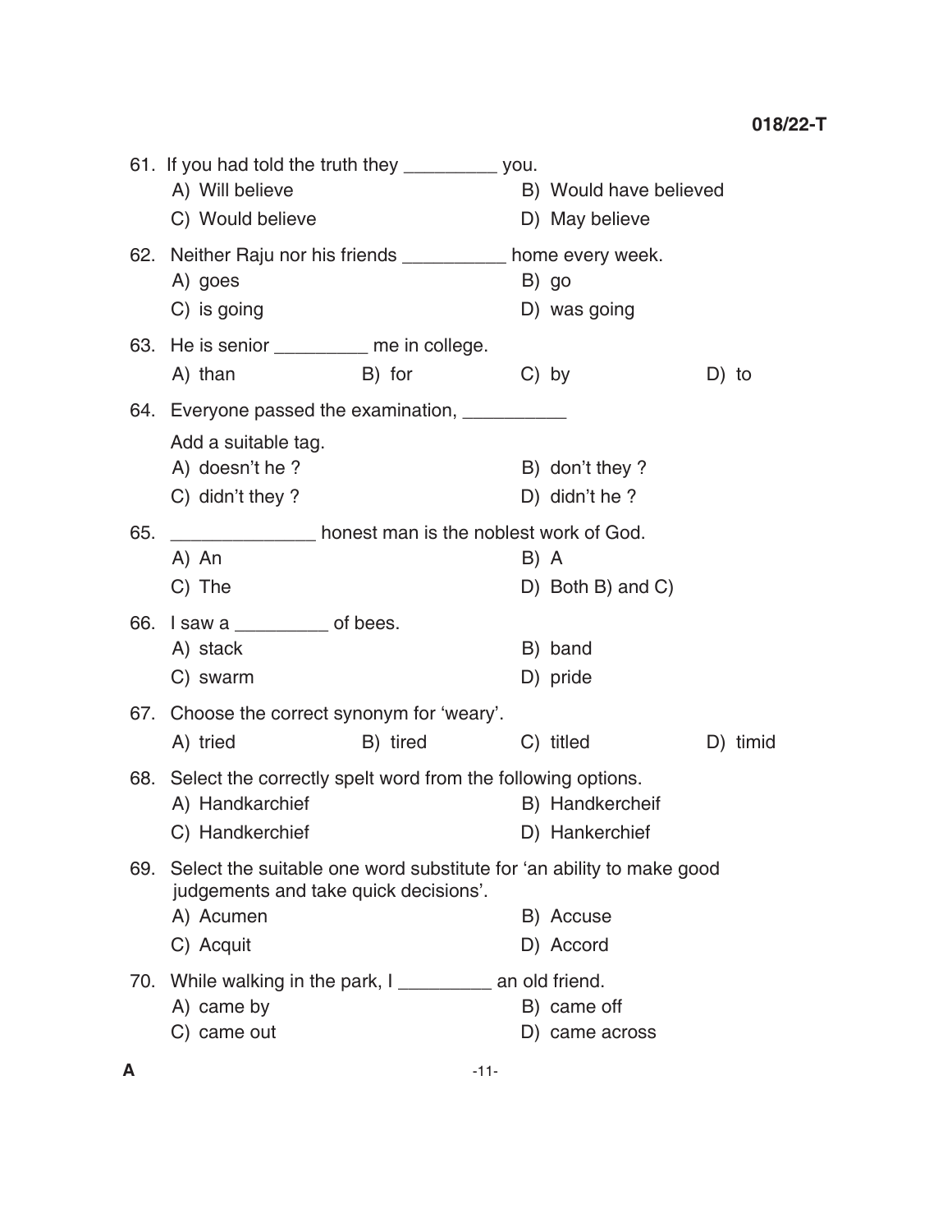61. If you had told the truth they _________ you.

A) Will believe

B) Would have believed

C) Would believe

D) May believe

62. Neither Raju nor his friends __________ home every week.

A) goes

B) go

C) is going

D) was going

63. He is senior _________ me in college.

A) than

B) for

C) by

D) to

64. Everyone passed the examination, __________

Add a suitable tag.

A) doesn't he ?

B) don't they ?

C) didn't they ?

D) didn't he ?

65. _____________ honest man is the noblest work of God.

A) An

B) A

C) The

D) Both B) and C)

66. I saw a _________ of bees.

A) stack

B) band

C) swarm

D) pride

67. Choose the correct synonym for 'weary'.

A) tried

B) tired

C) titled

D) timid

68. Select the correctly spelt word from the following options.

A) Handkarchief

B) Handkercheif

C) Handkerchief

D) Hankerchief

69. Select the suitable one word substitute for 'an ability to make good judgements and take quick decisions'.

A) Acumen

B) Accuse

C) Acquit

D) Accord

70. While walking in the park, I _________ an old friend.

A) came by

B) came off

C) came out

D) came across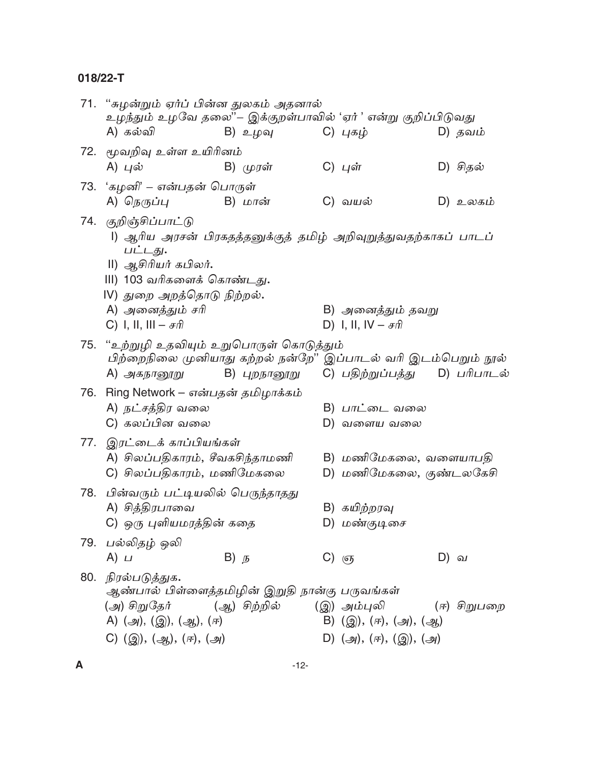71. "சுழன்றும் ஏர்ப் பின்ன துலகம் அதனால்
உழந்தும் உழவே தலை"– இக்குறள்பாவில் 'ஏர் ' என்று குறிப்பிடுவது

A) கல்வி B) உழவு C) புகழ் D) தவம்

72. மூவறிவு உள்ள உயிரினம்

A) புல் B) முரள் C) புள் D) சிதல்

73. 'கழனி' – என்பதன் பொருள்

A) நெருப்பு B) மான் C) வயல் D) உலகம்

74. குறிஞ்சிப்பாட்டு

I) ஆரிய அரசன் பிரகதத்தனுக்குத் தமிழ் அறிவுறுத்துவதற்காகப் பாடப் பட்டது.

II) ஆசிரியர் கபிலர்.

III) 103 வரிகளைக் கொண்டது.

IV) துறை அறத்தொடு நிற்றல்.

A) அனைத்தும் சரி B) அனைத்தும் தவறு
C) I, II, III – சரி D) I, II, IV – சரி

75. "உற்றுழி உதவியும் உறுபொருள் கொடுத்தும்
பிற்றைநிலை முனியாது கற்றல் நன்றே" இப்பாடல் வரி இடம்பெறும் நூல்

A) அகநானூறு B) புறநானூறு C) பதிற்றுப்பத்து D) பரிபாடல்

76. Ring Network – என்பதன் தமிழாக்கம்

A) நட்சத்திர வலை B) பாட்டை வலை
C) கலப்பின வலை D) வளைய வலை

77. இரட்டைக் காப்பியங்கள்

A) சிலப்பதிகாரம், சீவகசிந்தாமணி B) மணிமேகலை, வளையாபதி
C) சிலப்பதிகாரம், மணிமேகலை D) மணிமேகலை, குண்டலகேசி

78. பின்வரும் பட்டியலில் பொருந்தாதது

A) சித்திரபாவை B) கயிற்றரவு
C) ஒரு புளியமரத்தின் கதை D) மண்குடிசை

79. பல்லிதழ் ஒலி

A) ப B) ந C) ஞ D) வ

80. நிரல்படுத்துக.
ஆண்பால் பிள்ளைத்தமிழின் இறுதி நான்கு பருவங்கள்

(அ) சிறுதேர் (ஆ) சிற்றில் (இ) அம்புலி (ஈ) சிறுபறை

A) (அ), (இ), (ஆ), (ஈ) B) (இ), (ஈ), (அ), (ஆ)
C) (இ), (ஆ), (ஈ), (அ) D) (அ), (ஈ), (இ), (அ)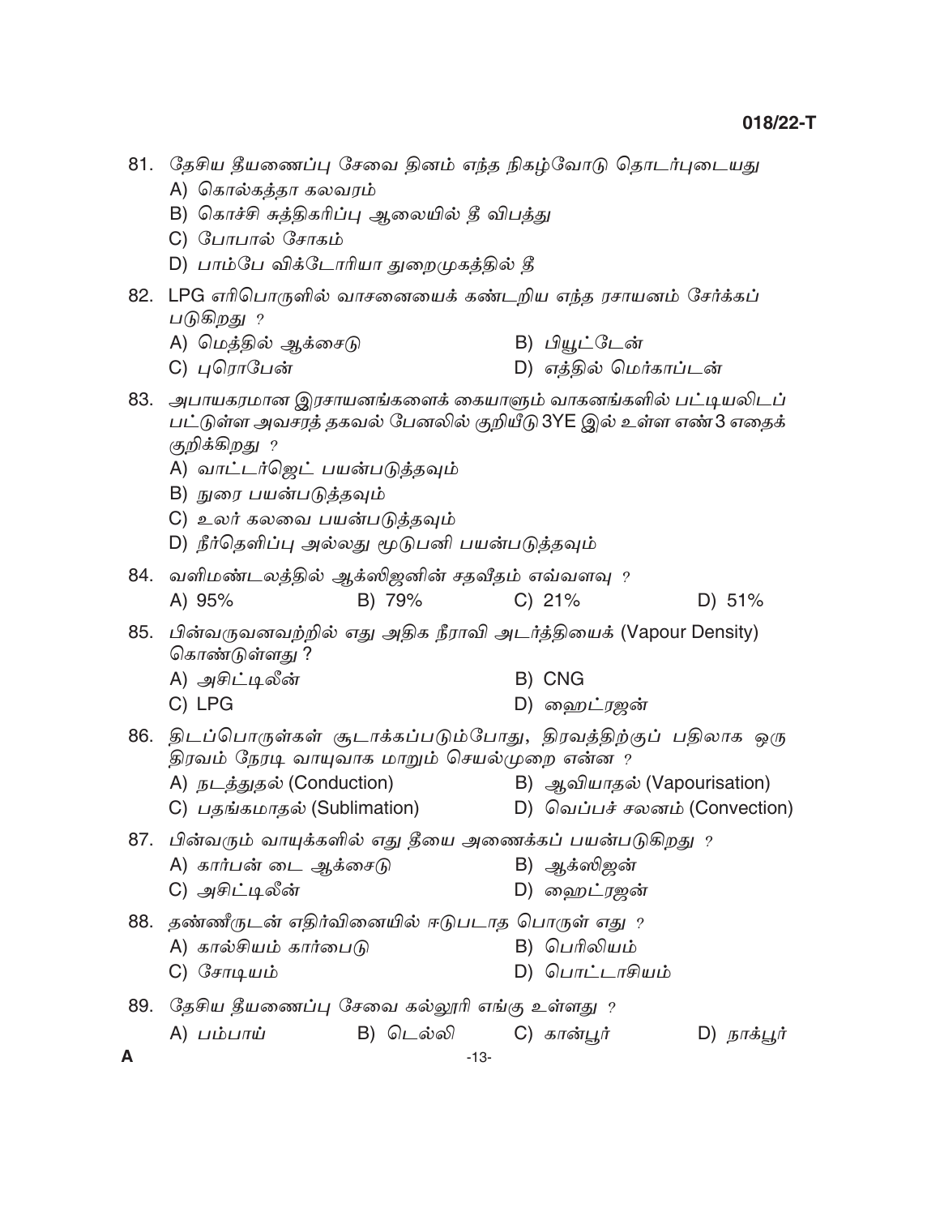81. தேசிய தீயணைப்பு சேவை தினம் எந்த நிகழ்வோடு தொடர்புடையது

A) கொல்கத்தா கலவரம்

B) கொச்சி சுத்திகரிப்பு ஆலையில் தீ விபத்து

C) போபால் சோகம்

D) பாம்பே விக்டோரியா துறைமுகத்தில் தீ

82. LPG எரிபொருளில் வாசனையைக் கண்டறிய எந்த ரசாயனம் சேர்க்கப் படுகிறது ?

A) மெத்தில் ஆக்சைடு

B) பியூட்டேன்

C) புரொபேன்

D) எத்தில் மெர்காப்டன்

83. அபாயகரமான இரசாயனங்களைக் கையாளும் வாகனங்களில் பட்டியலிடப் பட்டுள்ள அவசரத் தகவல் பேனலில் குறியீடு 3YE இல் உள்ள எண் 3 எதைக் குறிக்கிறது ?

A) வாட்டர்ஜெட் பயன்படுத்தவும்

B) நுரை பயன்படுத்தவும்

C) உலர் கலவை பயன்படுத்தவும்

D) நீர்தெளிப்பு அல்லது மூடுபனி பயன்படுத்தவும்

84. வளிமண்டலத்தில் ஆக்ஸிஜனின் சதவீதம் எவ்வளவு ?

A) 95%

B) 79%

C) 21%

D) 51%

85. பின்வருவனவற்றில் எது அதிக நீராவி அடர்த்தியைக் (Vapour Density) கொண்டுள்ளது ?

A) அசிட்டிலீன்

B) CNG

C) LPG

D) ஹைட்ரஜன்

86. திடப்பொருள்கள் சூடாக்கப்படும்போது, திரவத்திற்குப் பதிலாக ஒரு திரவம் நேரடி வாயுவாக மாறும் செயல்முறை என்ன ?

A) நடத்துதல் (Conduction)

B) ஆவியாதல் (Vapourisation)

C) பதங்கமாதல் (Sublimation)

D) வெப்பச் சலனம் (Convection)

87. பின்வரும் வாயுக்களில் எது தீயை அணைக்கப் பயன்படுகிறது ?

A) கார்பன் டை ஆக்சைடு

B) ஆக்ஸிஜன்

C) அசிட்டிலீன்

D) ஹைட்ரஜன்

88. தண்ணீருடன் எதிர்வினையில் ஈடுபடாத பொருள் எது ?

A) கால்சியம் கார்பைடு

B) பெரிலியம்

C) சோடியம்

D) பொட்டாசியம்

89. தேசிய தீயணைப்பு சேவை கல்லூரி எங்கு உள்ளது ?

A) பம்பாய்

B) டெல்லி

C) கான்பூர்

D) நாக்பூர்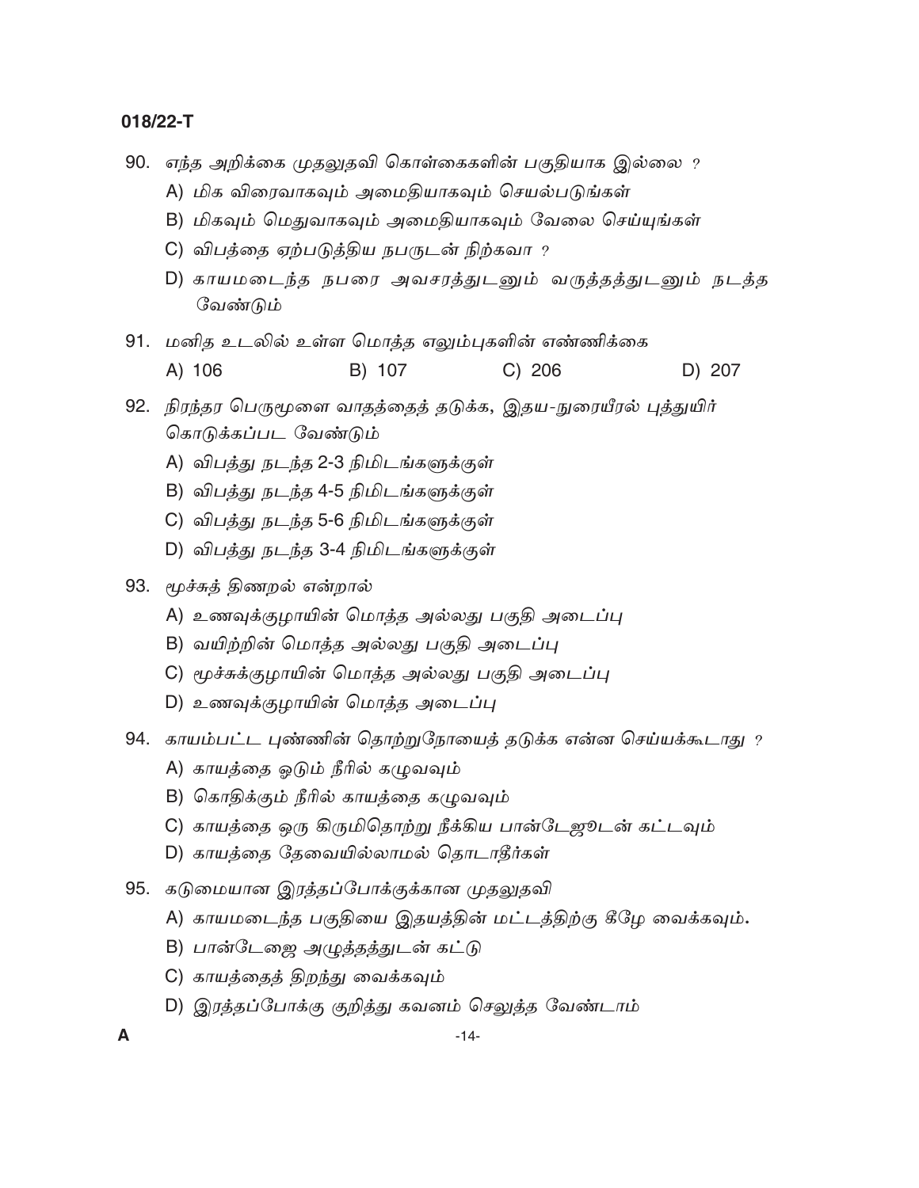90. எந்த அறிக்கை முதலுதவி கொள்கைகளின் பகுதியாக இல்லை ?

    A) மிக விரைவாகவும் அமைதியாகவும் செயல்படுங்கள்

    B) மிகவும் மெதுவாகவும் அமைதியாகவும் வேலை செய்யுங்கள்

    C) விபத்தை ஏற்படுத்திய நபருடன் நிற்கவா ?

    D) காயமடைந்த நபரை அவசரத்துடனும் வருத்தத்துடனும் நடத்த வேண்டும்

91. மனித உடலில் உள்ள மொத்த எலும்புகளின் எண்ணிக்கை

    A) 106 B) 107 C) 206 D) 207

92. நிரந்தர பெருமூளை வாதத்தைத் தடுக்க, இதய-நுரையீரல் புத்துயிர் கொடுக்கப்பட வேண்டும்

    A) விபத்து நடந்த 2-3 நிமிடங்களுக்குள்

    B) விபத்து நடந்த 4-5 நிமிடங்களுக்குள்

    C) விபத்து நடந்த 5-6 நிமிடங்களுக்குள்

    D) விபத்து நடந்த 3-4 நிமிடங்களுக்குள்

93. மூச்சுத் திணறல் என்றால்

    A) உணவுக்குழாயின் மொத்த அல்லது பகுதி அடைப்பு

    B) வயிற்றின் மொத்த அல்லது பகுதி அடைப்பு

    C) மூச்சுக்குழாயின் மொத்த அல்லது பகுதி அடைப்பு

    D) உணவுக்குழாயின் மொத்த அடைப்பு

94. காயம்பட்ட புண்ணின் தொற்றுநோயைத் தடுக்க என்ன செய்யக்கூடாது ?

    A) காயத்தை ஓடும் நீரில் கழுவவும்

    B) கொதிக்கும் நீரில் காயத்தை கழுவவும்

    C) காயத்தை ஒரு கிருமிதொற்று நீக்கிய பான்டேஜூடன் கட்டவும்

    D) காயத்தை தேவையில்லாமல் தொடாதீர்கள்

95. கடுமையான இரத்தப்போக்குக்கான முதலுதவி

    A) காயமடைந்த பகுதியை இதயத்தின் மட்டத்திற்கு கீழே வைக்கவும்.

    B) பான்டேஜை அழுத்தத்துடன் கட்டு

    C) காயத்தைத் திறந்து வைக்கவும்

    D) இரத்தப்போக்கு குறித்து கவனம் செலுத்த வேண்டாம்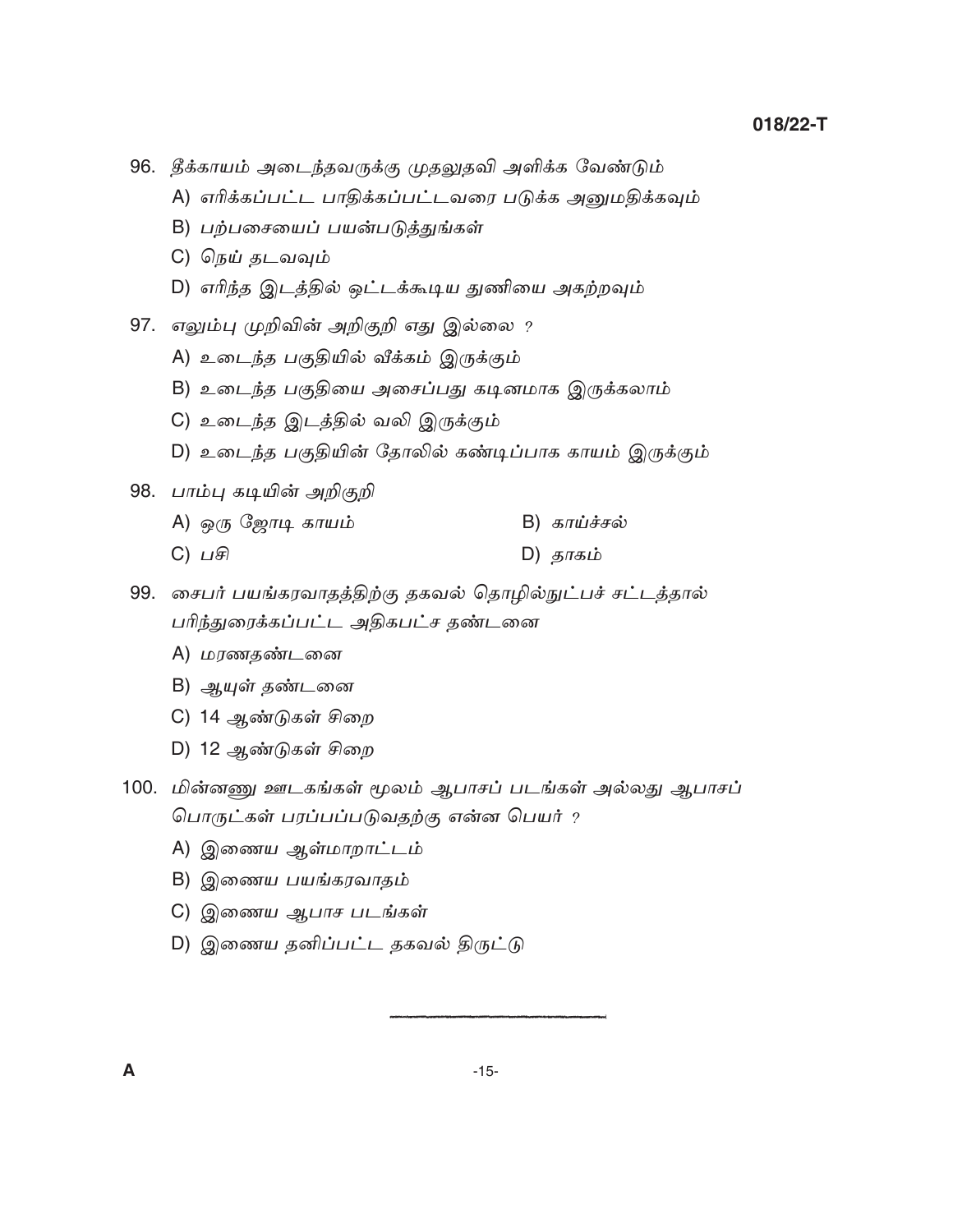96. தீக்காயம் அடைந்தவருக்கு முதலுதவி அளிக்க வேண்டும்

A) எரிக்கப்பட்ட பாதிக்கப்பட்டவரை படுக்க அனுமதிக்கவும்

B) பற்பசையைப் பயன்படுத்துங்கள்

C) நெய் தடவவும்

D) எரிந்த இடத்தில் ஒட்டக்கூடிய துணியை அகற்றவும்

97. எலும்பு முறிவின் அறிகுறி எது இல்லை ?

A) உடைந்த பகுதியில் வீக்கம் இருக்கும்

B) உடைந்த பகுதியை அசைப்பது கடினமாக இருக்கலாம்

C) உடைந்த இடத்தில் வலி இருக்கும்

D) உடைந்த பகுதியின் தோலில் கண்டிப்பாக காயம் இருக்கும்

98. பாம்பு கடியின் அறிகுறி

A) ஒரு ஜோடி காயம்

B) காய்ச்சல்

C) பசி

D) தாகம்

99. சைபர் பயங்கரவாதத்திற்கு தகவல் தொழில்நுட்பச் சட்டத்தால் பரிந்துரைக்கப்பட்ட அதிகபட்ச தண்டனை

A) மரணதண்டனை

B) ஆயுள் தண்டனை

C) 14 ஆண்டுகள் சிறை

D) 12 ஆண்டுகள் சிறை

100. மின்னணு ஊடகங்கள் மூலம் ஆபாசப் படங்கள் அல்லது ஆபாசப் பொருட்கள் பரப்பப்படுவதற்கு என்ன பெயர் ?

A) இணைய ஆள்மாறாட்டம்

B) இணைய பயங்கரவாதம்

C) இணைய ஆபாச படங்கள்

D) இணைய தனிப்பட்ட தகவல் திருட்டு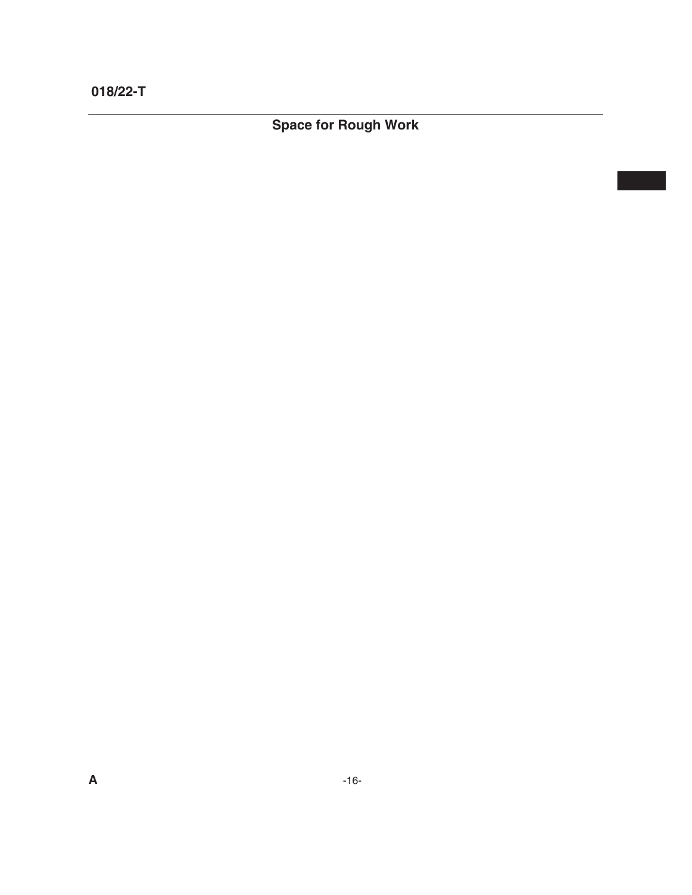## Space for Rough Work